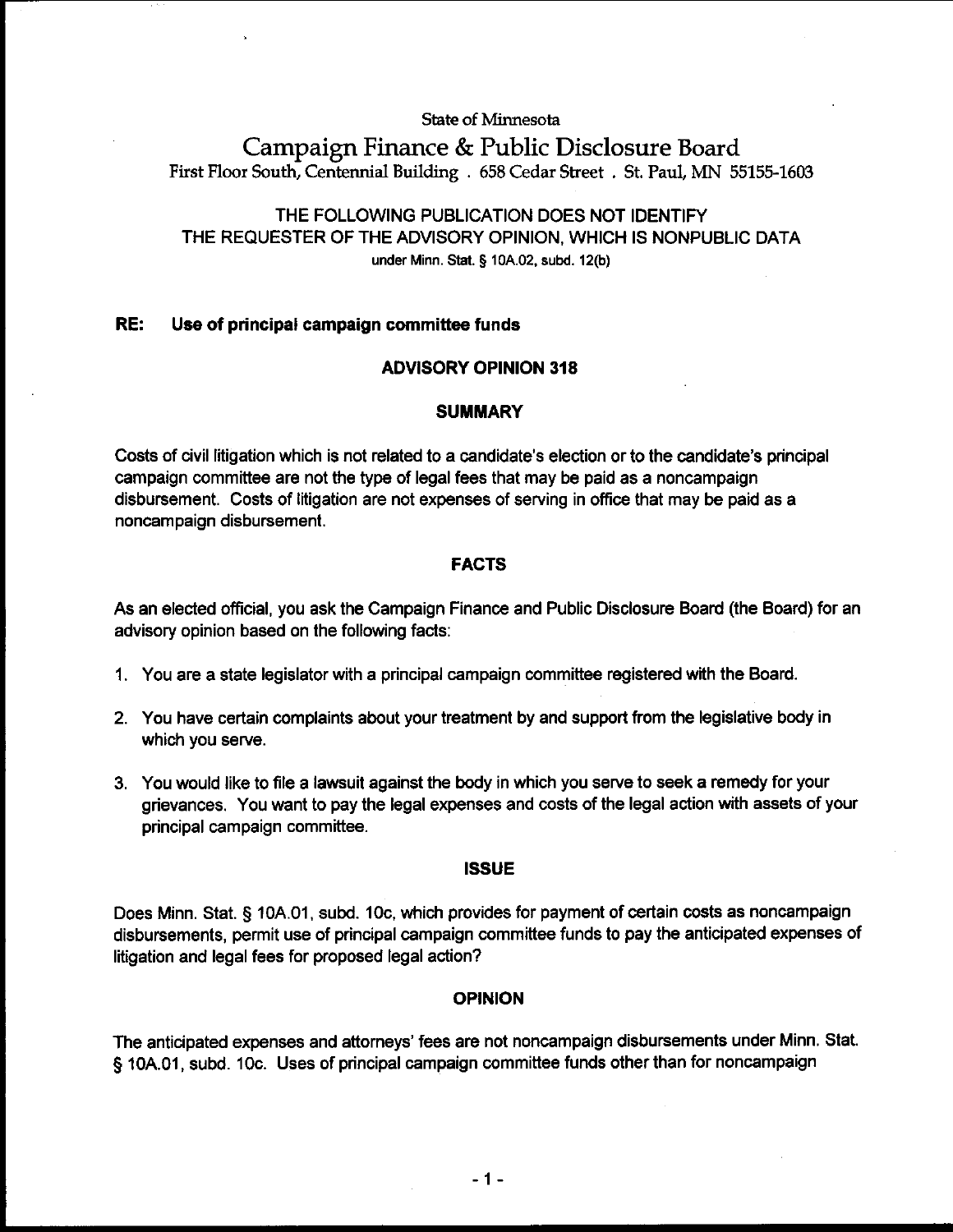State of Minnesota

# Campaign Finance & Public Disclosure Board

First Floor South, Centennial Building . 658 Cedar Street . St. Paul, MN 55155-1603

THE FOLLOWING PUBLICATION DOES NOT IDENTIFY
THE REQUESTER OF THE ADVISORY OPINION, WHICH IS NONPUBLIC DATA
under Minn. Stat. § 10A.02, subd. 12(b)

**RE: Use of principal campaign committee funds**

## ADVISORY OPINION 318

### SUMMARY

Costs of civil litigation which is not related to a candidate's election or to the candidate's principal campaign committee are not the type of legal fees that may be paid as a noncampaign disbursement. Costs of litigation are not expenses of serving in office that may be paid as a noncampaign disbursement.

### FACTS

As an elected official, you ask the Campaign Finance and Public Disclosure Board (the Board) for an advisory opinion based on the following facts:

1. You are a state legislator with a principal campaign committee registered with the Board.
2. You have certain complaints about your treatment by and support from the legislative body in which you serve.
3. You would like to file a lawsuit against the body in which you serve to seek a remedy for your grievances. You want to pay the legal expenses and costs of the legal action with assets of your principal campaign committee.

### ISSUE

Does Minn. Stat. § 10A.01, subd. 10c, which provides for payment of certain costs as noncampaign disbursements, permit use of principal campaign committee funds to pay the anticipated expenses of litigation and legal fees for proposed legal action?

### OPINION

The anticipated expenses and attorneys' fees are not noncampaign disbursements under Minn. Stat. § 10A.01, subd. 10c. Uses of principal campaign committee funds other than for noncampaign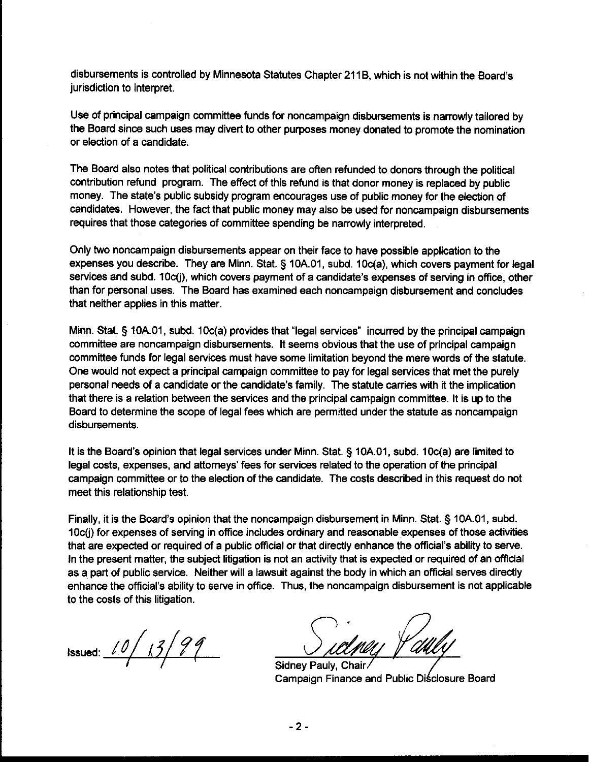disbursements is controlled by Minnesota Statutes Chapter 211B, which is not within the Board's jurisdiction to interpret.

Use of principal campaign committee funds for noncampaign disbursements is narrowly tailored by the Board since such uses may divert to other purposes money donated to promote the nomination or election of a candidate.

The Board also notes that political contributions are often refunded to donors through the political contribution refund program. The effect of this refund is that donor money is replaced by public money. The state's public subsidy program encourages use of public money for the election of candidates. However, the fact that public money may also be used for noncampaign disbursements requires that those categories of committee spending be narrowly interpreted.

Only two noncampaign disbursements appear on their face to have possible application to the expenses you describe. They are Minn. Stat. § 10A.01, subd. 10c(a), which covers payment for legal services and subd. 10c(j), which covers payment of a candidate's expenses of serving in office, other than for personal uses. The Board has examined each noncampaign disbursement and concludes that neither applies in this matter.

Minn. Stat. § 10A.01, subd. 10c(a) provides that "legal services" incurred by the principal campaign committee are noncampaign disbursements. It seems obvious that the use of principal campaign committee funds for legal services must have some limitation beyond the mere words of the statute. One would not expect a principal campaign committee to pay for legal services that met the purely personal needs of a candidate or the candidate's family. The statute carries with it the implication that there is a relation between the services and the principal campaign committee. It is up to the Board to determine the scope of legal fees which are permitted under the statute as noncampaign disbursements.

It is the Board's opinion that legal services under Minn. Stat. § 10A.01, subd. 10c(a) are limited to legal costs, expenses, and attorneys' fees for services related to the operation of the principal campaign committee or to the election of the candidate. The costs described in this request do not meet this relationship test.

Finally, it is the Board's opinion that the noncampaign disbursement in Minn. Stat. § 10A.01, subd. 10c(j) for expenses of serving in office includes ordinary and reasonable expenses of those activities that are expected or required of a public official or that directly enhance the official's ability to serve. In the present matter, the subject litigation is not an activity that is expected or required of an official as a part of public service. Neither will a lawsuit against the body in which an official serves directly enhance the official's ability to serve in office. Thus, the noncampaign disbursement is not applicable to the costs of this litigation.

Issued: 10/13/99

Sidney Pauly, Chair
Campaign Finance and Public Disclosure Board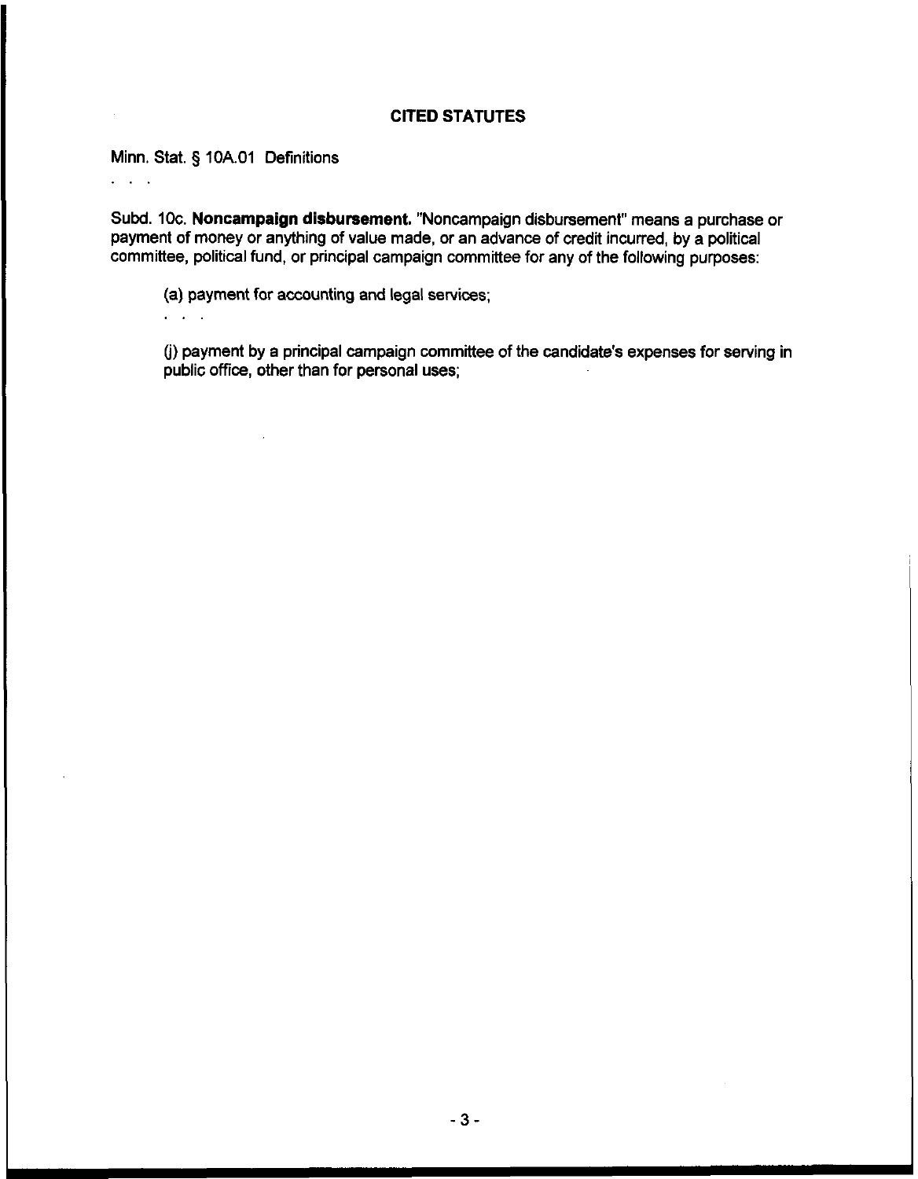## CITED STATUTES

Minn. Stat. § 10A.01 Definitions

. . .

Subd. 10c. **Noncampaign disbursement.** "Noncampaign disbursement" means a purchase or payment of money or anything of value made, or an advance of credit incurred, by a political committee, political fund, or principal campaign committee for any of the following purposes:

(a) payment for accounting and legal services;

. . .

(j) payment by a principal campaign committee of the candidate's expenses for serving in public office, other than for personal uses;